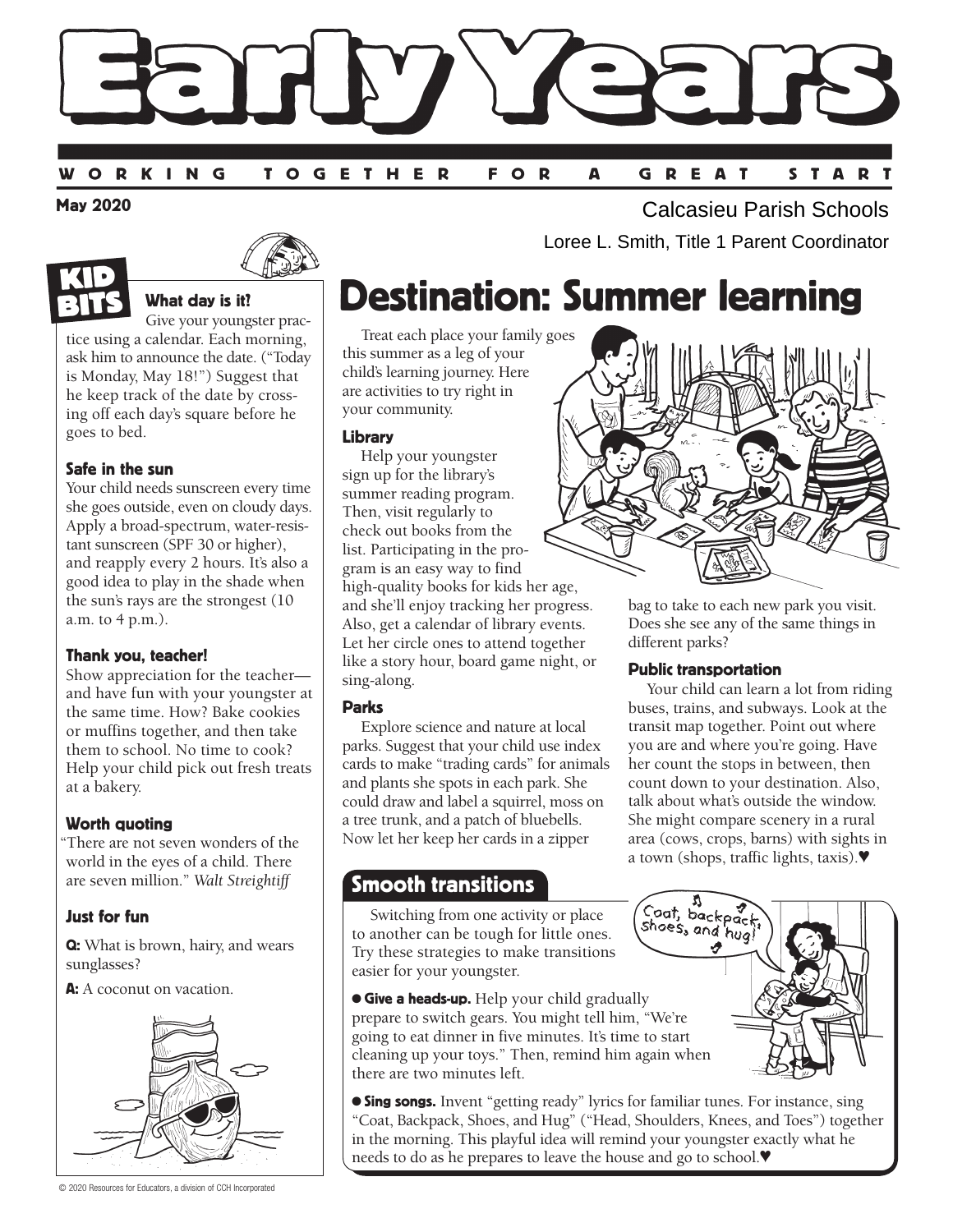# Early Years

WORKING TOGETHER FOR A GREAT START

**May 2020**

Calcasieu Parish Schools

Loree L. Smith, Title 1 Parent Coordinator

## KID BITS

### What day is it?

Give your youngster practice using a calendar. Each morning, ask him to announce the date. ("Today is Monday, May 18!") Suggest that he keep track of the date by crossing off each day's square before he goes to bed.

### Safe in the sun

Your child needs sunscreen every time she goes outside, even on cloudy days. Apply a broad-spectrum, water-resistant sunscreen (SPF 30 or higher), and reapply every 2 hours. It's also a good idea to play in the shade when the sun's rays are the strongest (10 a.m. to 4 p.m.).

### Thank you, teacher!

Show appreciation for the teacher—and have fun with your youngster at the same time. How? Bake cookies or muffins together, and then take them to school. No time to cook? Help your child pick out fresh treats at a bakery.

### Worth quoting

"There are not seven wonders of the world in the eyes of a child. There are seven million." *Walt Streightiff*

### Just for fun

**Q:** What is brown, hairy, and wears sunglasses?

**A:** A coconut on vacation.

## Destination: Summer learning

Treat each place your family goes this summer as a leg of your child's learning journey. Here are activities to try right in your community.

### Library

Help your youngster sign up for the library's summer reading program. Then, visit regularly to check out books from the list. Participating in the program is an easy way to find high-quality books for kids her age, and she'll enjoy tracking her progress. Also, get a calendar of library events. Let her circle ones to attend together like a story hour, board game night, or sing-along.

### Parks

Explore science and nature at local parks. Suggest that your child use index cards to make "trading cards" for animals and plants she spots in each park. She could draw and label a squirrel, moss on a tree trunk, and a patch of bluebells. Now let her keep her cards in a zipper bag to take to each new park you visit. Does she see any of the same things in different parks?

### Public transportation

Your child can learn a lot from riding buses, trains, and subways. Look at the transit map together. Point out where you are and where you're going. Have her count the stops in between, then count down to your destination. Also, talk about what's outside the window. She might compare scenery in a rural area (cows, crops, barns) with sights in a town (shops, traffic lights, taxis).♥

## Smooth transitions

Switching from one activity or place to another can be tough for little ones. Try these strategies to make transitions easier for your youngster.

- **Give a heads-up.** Help your child gradually prepare to switch gears. You might tell him, "We're going to eat dinner in five minutes. It's time to start cleaning up your toys." Then, remind him again when there are two minutes left.
- **Sing songs.** Invent "getting ready" lyrics for familiar tunes. For instance, sing "Coat, Backpack, Shoes, and Hug" ("Head, Shoulders, Knees, and Toes") together in the morning. This playful idea will remind your youngster exactly what he needs to do as he prepares to leave the house and go to school.♥

© 2020 Resources for Educators, a division of CCH Incorporated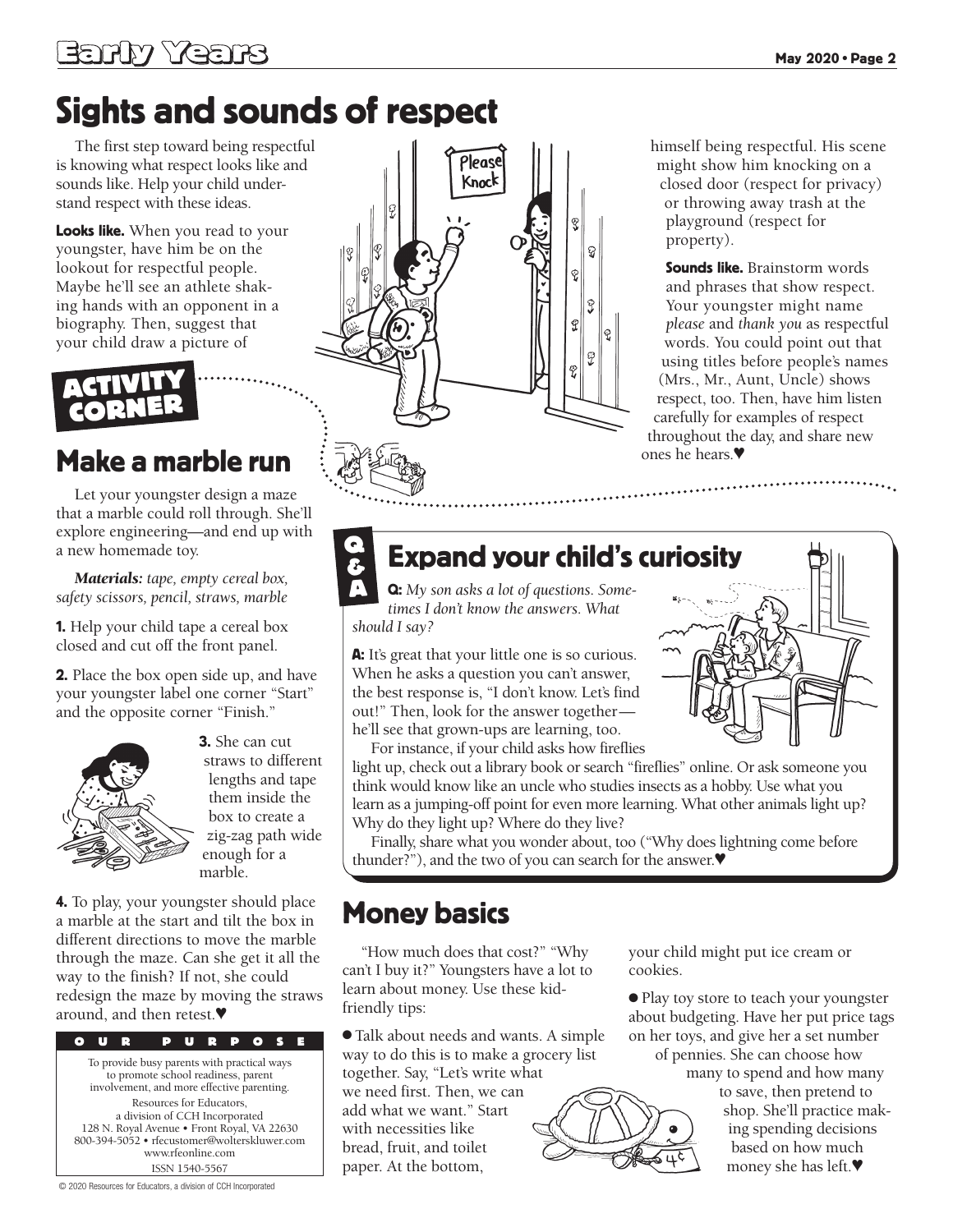# Sights and sounds of respect

The first step toward being respectful is knowing what respect looks like and sounds like. Help your child understand respect with these ideas.

**Looks like.** When you read to your youngster, have him be on the lookout for respectful people. Maybe he'll see an athlete shaking hands with an opponent in a biography. Then, suggest that your child draw a picture of himself being respectful. His scene might show him knocking on a closed door (respect for privacy) or throwing away trash at the playground (respect for property).

**Sounds like.** Brainstorm words and phrases that show respect. Your youngster might name *please* and *thank you* as respectful words. You could point out that using titles before people's names (Mrs., Mr., Aunt, Uncle) shows respect, too. Then, have him listen carefully for examples of respect throughout the day, and share new ones he hears.♥

## ACTIVITY CORNER

# Make a marble run

Let your youngster design a maze that a marble could roll through. She'll explore engineering—and end up with a new homemade toy.

***Materials:*** *tape, empty cereal box, safety scissors, pencil, straws, marble*

**1.** Help your child tape a cereal box closed and cut off the front panel.

**2.** Place the box open side up, and have your youngster label one corner "Start" and the opposite corner "Finish."

**3.** She can cut straws to different lengths and tape them inside the box to create a zig-zag path wide enough for a marble.

**4.** To play, your youngster should place a marble at the start and tilt the box in different directions to move the marble through the maze. Can she get it all the way to the finish? If not, she could redesign the maze by moving the straws around, and then retest.♥

**OUR PURPOSE**

To provide busy parents with practical ways to promote school readiness, parent involvement, and more effective parenting.

Resources for Educators,
a division of CCH Incorporated
128 N. Royal Avenue • Front Royal, VA 22630
800-394-5052 • rfecustomer@wolterskluwer.com
www.rfeonline.com
ISSN 1540-5567

© 2020 Resources for Educators, a division of CCH Incorporated

## Q & A

# Expand your child's curiosity

**Q:** *My son asks a lot of questions. Sometimes I don't know the answers. What should I say?*

**A:** It's great that your little one is so curious. When he asks a question you can't answer, the best response is, "I don't know. Let's find out!" Then, look for the answer together—he'll see that grown-ups are learning, too.

For instance, if your child asks how fireflies light up, check out a library book or search "fireflies" online. Or ask someone you think would know like an uncle who studies insects as a hobby. Use what you learn as a jumping-off point for even more learning. What other animals light up? Why do they light up? Where do they live?

Finally, share what you wonder about, too ("Why does lightning come before thunder?"), and the two of you can search for the answer.♥

# Money basics

"How much does that cost?" "Why can't I buy it?" Youngsters have a lot to learn about money. Use these kid-friendly tips:

- Talk about needs and wants. A simple way to do this is to make a grocery list together. Say, "Let's write what we need first. Then, we can add what we want." Start with necessities like bread, fruit, and toilet paper. At the bottom, your child might put ice cream or cookies.
- Play toy store to teach your youngster about budgeting. Have her put price tags on her toys, and give her a set number of pennies. She can choose how many to spend and how many to save, then pretend to shop. She'll practice making spending decisions based on how much money she has left.♥